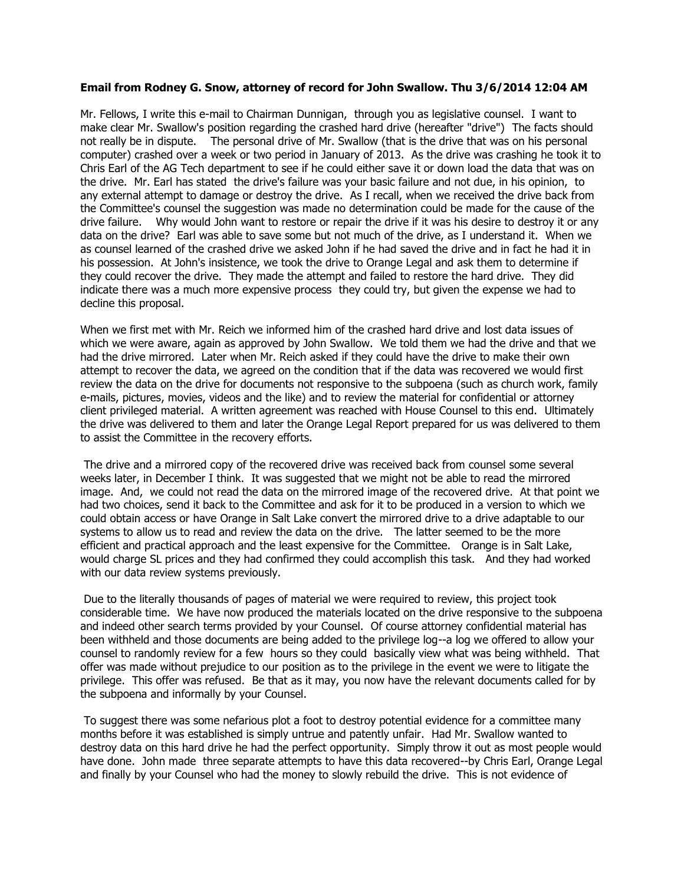**Email from Rodney G. Snow, attorney of record for John Swallow. Thu 3/6/2014 12:04 AM**

Mr. Fellows, I write this e-mail to Chairman Dunnigan, through you as legislative counsel. I want to make clear Mr. Swallow's position regarding the crashed hard drive (hereafter "drive") The facts should not really be in dispute. The personal drive of Mr. Swallow (that is the drive that was on his personal computer) crashed over a week or two period in January of 2013. As the drive was crashing he took it to Chris Earl of the AG Tech department to see if he could either save it or down load the data that was on the drive. Mr. Earl has stated the drive's failure was your basic failure and not due, in his opinion, to any external attempt to damage or destroy the drive. As I recall, when we received the drive back from the Committee's counsel the suggestion was made no determination could be made for the cause of the drive failure. Why would John want to restore or repair the drive if it was his desire to destroy it or any data on the drive? Earl was able to save some but not much of the drive, as I understand it. When we as counsel learned of the crashed drive we asked John if he had saved the drive and in fact he had it in his possession. At John's insistence, we took the drive to Orange Legal and ask them to determine if they could recover the drive. They made the attempt and failed to restore the hard drive. They did indicate there was a much more expensive process they could try, but given the expense we had to decline this proposal.

When we first met with Mr. Reich we informed him of the crashed hard drive and lost data issues of which we were aware, again as approved by John Swallow. We told them we had the drive and that we had the drive mirrored. Later when Mr. Reich asked if they could have the drive to make their own attempt to recover the data, we agreed on the condition that if the data was recovered we would first review the data on the drive for documents not responsive to the subpoena (such as church work, family e-mails, pictures, movies, videos and the like) and to review the material for confidential or attorney client privileged material. A written agreement was reached with House Counsel to this end. Ultimately the drive was delivered to them and later the Orange Legal Report prepared for us was delivered to them to assist the Committee in the recovery efforts.

The drive and a mirrored copy of the recovered drive was received back from counsel some several weeks later, in December I think. It was suggested that we might not be able to read the mirrored image. And, we could not read the data on the mirrored image of the recovered drive. At that point we had two choices, send it back to the Committee and ask for it to be produced in a version to which we could obtain access or have Orange in Salt Lake convert the mirrored drive to a drive adaptable to our systems to allow us to read and review the data on the drive. The latter seemed to be the more efficient and practical approach and the least expensive for the Committee. Orange is in Salt Lake, would charge SL prices and they had confirmed they could accomplish this task. And they had worked with our data review systems previously.

Due to the literally thousands of pages of material we were required to review, this project took considerable time. We have now produced the materials located on the drive responsive to the subpoena and indeed other search terms provided by your Counsel. Of course attorney confidential material has been withheld and those documents are being added to the privilege log--a log we offered to allow your counsel to randomly review for a few hours so they could basically view what was being withheld. That offer was made without prejudice to our position as to the privilege in the event we were to litigate the privilege. This offer was refused. Be that as it may, you now have the relevant documents called for by the subpoena and informally by your Counsel.

To suggest there was some nefarious plot a foot to destroy potential evidence for a committee many months before it was established is simply untrue and patently unfair. Had Mr. Swallow wanted to destroy data on this hard drive he had the perfect opportunity. Simply throw it out as most people would have done. John made three separate attempts to have this data recovered--by Chris Earl, Orange Legal and finally by your Counsel who had the money to slowly rebuild the drive. This is not evidence of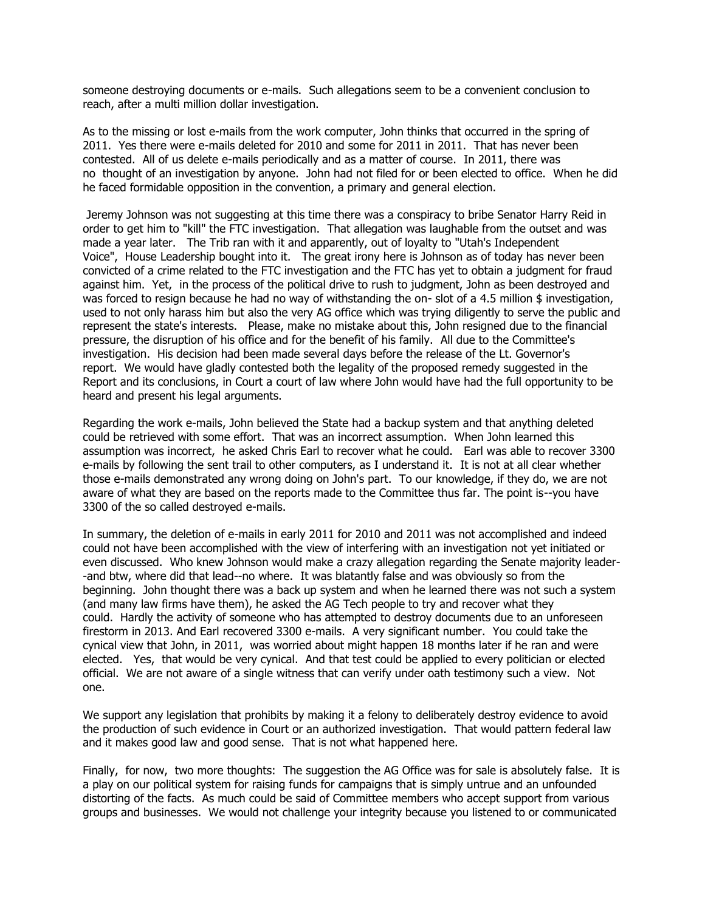someone destroying documents or e-mails. Such allegations seem to be a convenient conclusion to reach, after a multi million dollar investigation.

As to the missing or lost e-mails from the work computer, John thinks that occurred in the spring of 2011. Yes there were e-mails deleted for 2010 and some for 2011 in 2011. That has never been contested. All of us delete e-mails periodically and as a matter of course. In 2011, there was no thought of an investigation by anyone. John had not filed for or been elected to office. When he did he faced formidable opposition in the convention, a primary and general election.

Jeremy Johnson was not suggesting at this time there was a conspiracy to bribe Senator Harry Reid in order to get him to "kill" the FTC investigation. That allegation was laughable from the outset and was made a year later. The Trib ran with it and apparently, out of loyalty to "Utah's Independent Voice", House Leadership bought into it. The great irony here is Johnson as of today has never been convicted of a crime related to the FTC investigation and the FTC has yet to obtain a judgment for fraud against him. Yet, in the process of the political drive to rush to judgment, John as been destroyed and was forced to resign because he had no way of withstanding the on- slot of a 4.5 million $ investigation, used to not only harass him but also the very AG office which was trying diligently to serve the public and represent the state's interests. Please, make no mistake about this, John resigned due to the financial pressure, the disruption of his office and for the benefit of his family. All due to the Committee's investigation. His decision had been made several days before the release of the Lt. Governor's report. We would have gladly contested both the legality of the proposed remedy suggested in the Report and its conclusions, in Court a court of law where John would have had the full opportunity to be heard and present his legal arguments.

Regarding the work e-mails, John believed the State had a backup system and that anything deleted could be retrieved with some effort. That was an incorrect assumption. When John learned this assumption was incorrect, he asked Chris Earl to recover what he could. Earl was able to recover 3300 e-mails by following the sent trail to other computers, as I understand it. It is not at all clear whether those e-mails demonstrated any wrong doing on John's part. To our knowledge, if they do, we are not aware of what they are based on the reports made to the Committee thus far. The point is--you have 3300 of the so called destroyed e-mails.

In summary, the deletion of e-mails in early 2011 for 2010 and 2011 was not accomplished and indeed could not have been accomplished with the view of interfering with an investigation not yet initiated or even discussed. Who knew Johnson would make a crazy allegation regarding the Senate majority leader--and btw, where did that lead--no where. It was blatantly false and was obviously so from the beginning. John thought there was a back up system and when he learned there was not such a system (and many law firms have them), he asked the AG Tech people to try and recover what they could. Hardly the activity of someone who has attempted to destroy documents due to an unforeseen firestorm in 2013. And Earl recovered 3300 e-mails. A very significant number. You could take the cynical view that John, in 2011, was worried about might happen 18 months later if he ran and were elected. Yes, that would be very cynical. And that test could be applied to every politician or elected official. We are not aware of a single witness that can verify under oath testimony such a view. Not one.

We support any legislation that prohibits by making it a felony to deliberately destroy evidence to avoid the production of such evidence in Court or an authorized investigation. That would pattern federal law and it makes good law and good sense. That is not what happened here.

Finally, for now, two more thoughts: The suggestion the AG Office was for sale is absolutely false. It is a play on our political system for raising funds for campaigns that is simply untrue and an unfounded distorting of the facts. As much could be said of Committee members who accept support from various groups and businesses. We would not challenge your integrity because you listened to or communicated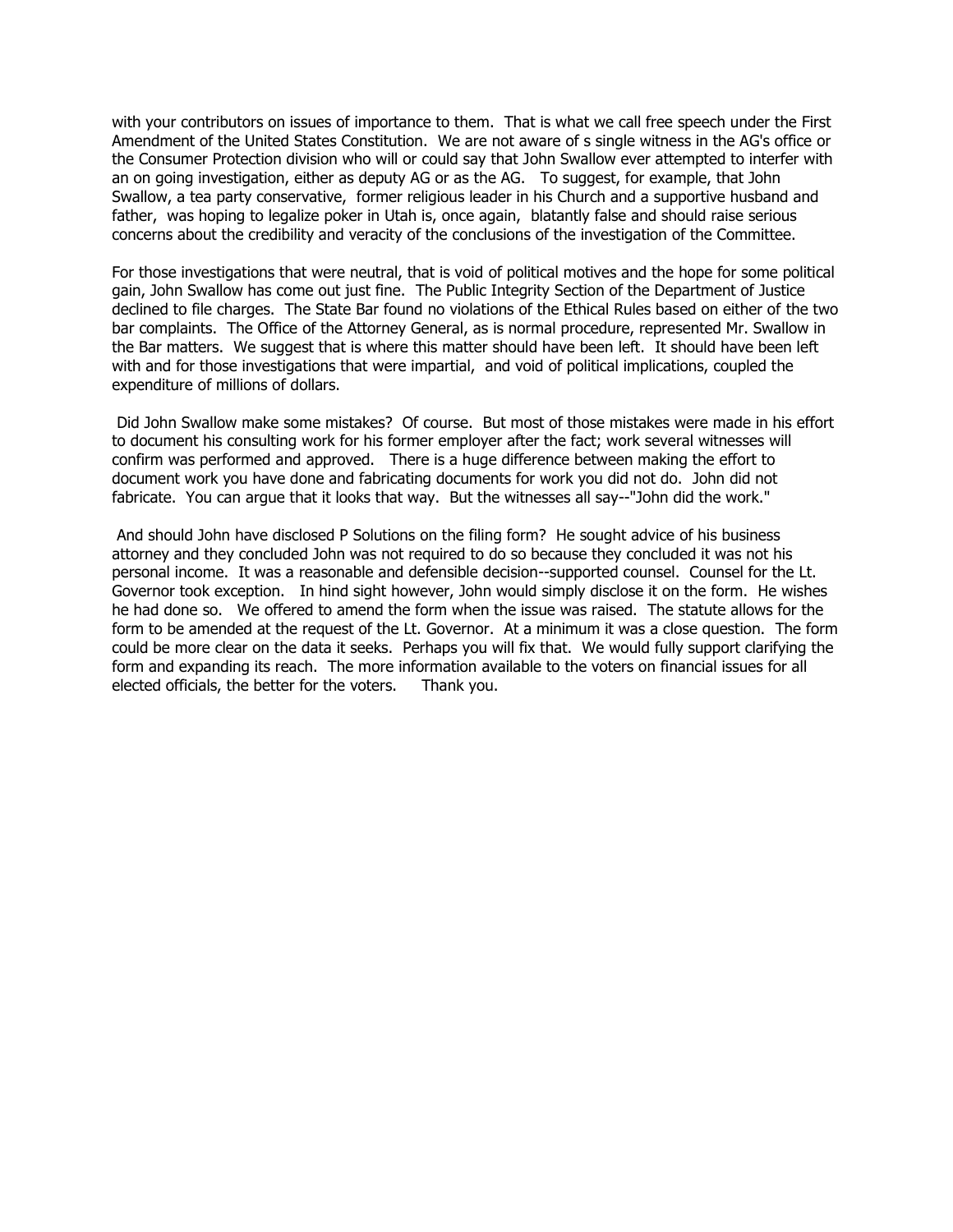with your contributors on issues of importance to them. That is what we call free speech under the First Amendment of the United States Constitution. We are not aware of s single witness in the AG's office or the Consumer Protection division who will or could say that John Swallow ever attempted to interfer with an on going investigation, either as deputy AG or as the AG. To suggest, for example, that John Swallow, a tea party conservative, former religious leader in his Church and a supportive husband and father, was hoping to legalize poker in Utah is, once again, blatantly false and should raise serious concerns about the credibility and veracity of the conclusions of the investigation of the Committee.

For those investigations that were neutral, that is void of political motives and the hope for some political gain, John Swallow has come out just fine. The Public Integrity Section of the Department of Justice declined to file charges. The State Bar found no violations of the Ethical Rules based on either of the two bar complaints. The Office of the Attorney General, as is normal procedure, represented Mr. Swallow in the Bar matters. We suggest that is where this matter should have been left. It should have been left with and for those investigations that were impartial, and void of political implications, coupled the expenditure of millions of dollars.

Did John Swallow make some mistakes? Of course. But most of those mistakes were made in his effort to document his consulting work for his former employer after the fact; work several witnesses will confirm was performed and approved. There is a huge difference between making the effort to document work you have done and fabricating documents for work you did not do. John did not fabricate. You can argue that it looks that way. But the witnesses all say--"John did the work."

And should John have disclosed P Solutions on the filing form? He sought advice of his business attorney and they concluded John was not required to do so because they concluded it was not his personal income. It was a reasonable and defensible decision--supported counsel. Counsel for the Lt. Governor took exception. In hind sight however, John would simply disclose it on the form. He wishes he had done so. We offered to amend the form when the issue was raised. The statute allows for the form to be amended at the request of the Lt. Governor. At a minimum it was a close question. The form could be more clear on the data it seeks. Perhaps you will fix that. We would fully support clarifying the form and expanding its reach. The more information available to the voters on financial issues for all elected officials, the better for the voters. Thank you.